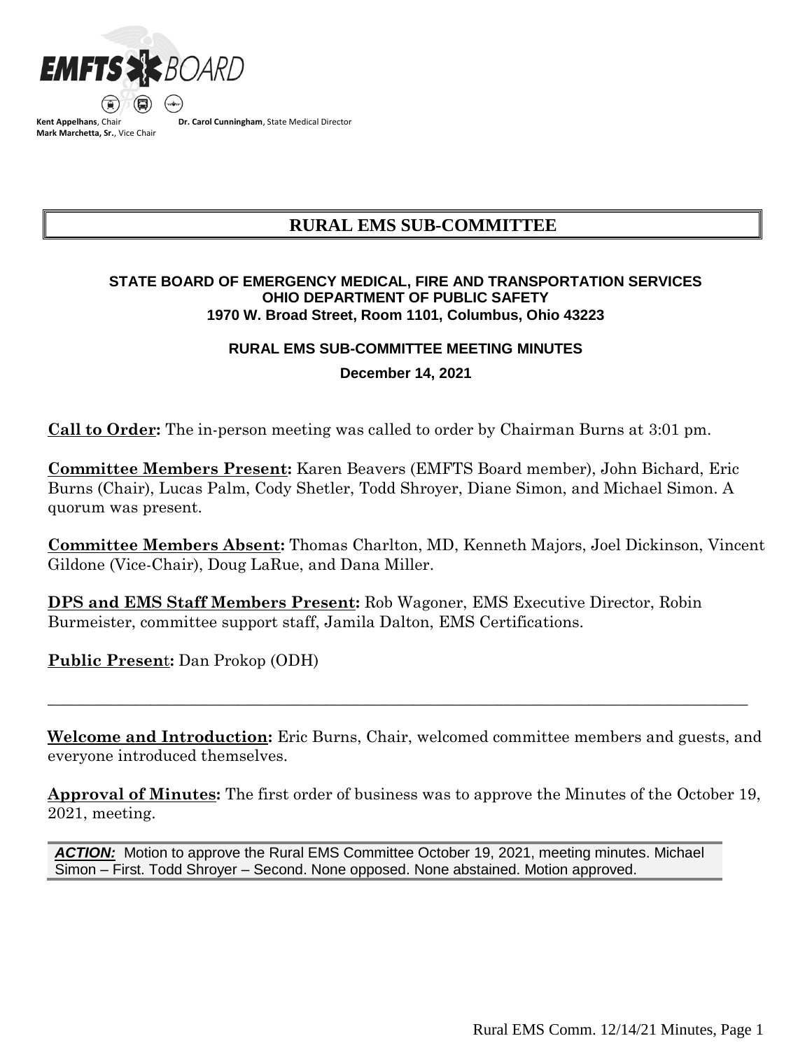**EMFTS BOARD**

**Kent Appelhans**, Chair
**Mark Marchetta, Sr.**, Vice Chair
**Dr. Carol Cunningham**, State Medical Director

# RURAL EMS SUB-COMMITTEE

**STATE BOARD OF EMERGENCY MEDICAL, FIRE AND TRANSPORTATION SERVICES**
**OHIO DEPARTMENT OF PUBLIC SAFETY**
**1970 W. Broad Street, Room 1101, Columbus, Ohio 43223**

**RURAL EMS SUB-COMMITTEE MEETING MINUTES**

**December 14, 2021**

**Call to Order:** The in-person meeting was called to order by Chairman Burns at 3:01 pm.

**Committee Members Present:** Karen Beavers (EMFTS Board member), John Bichard, Eric Burns (Chair), Lucas Palm, Cody Shetler, Todd Shroyer, Diane Simon, and Michael Simon. A quorum was present.

**Committee Members Absent:** Thomas Charlton, MD, Kenneth Majors, Joel Dickinson, Vincent Gildone (Vice-Chair), Doug LaRue, and Dana Miller.

**DPS and EMS Staff Members Present:** Rob Wagoner, EMS Executive Director, Robin Burmeister, committee support staff, Jamila Dalton, EMS Certifications.

**Public Present:** Dan Prokop (ODH)

---

**Welcome and Introduction:** Eric Burns, Chair, welcomed committee members and guests, and everyone introduced themselves.

**Approval of Minutes:** The first order of business was to approve the Minutes of the October 19, 2021, meeting.

***ACTION:*** Motion to approve the Rural EMS Committee October 19, 2021, meeting minutes. Michael Simon – First. Todd Shroyer – Second. None opposed. None abstained. Motion approved.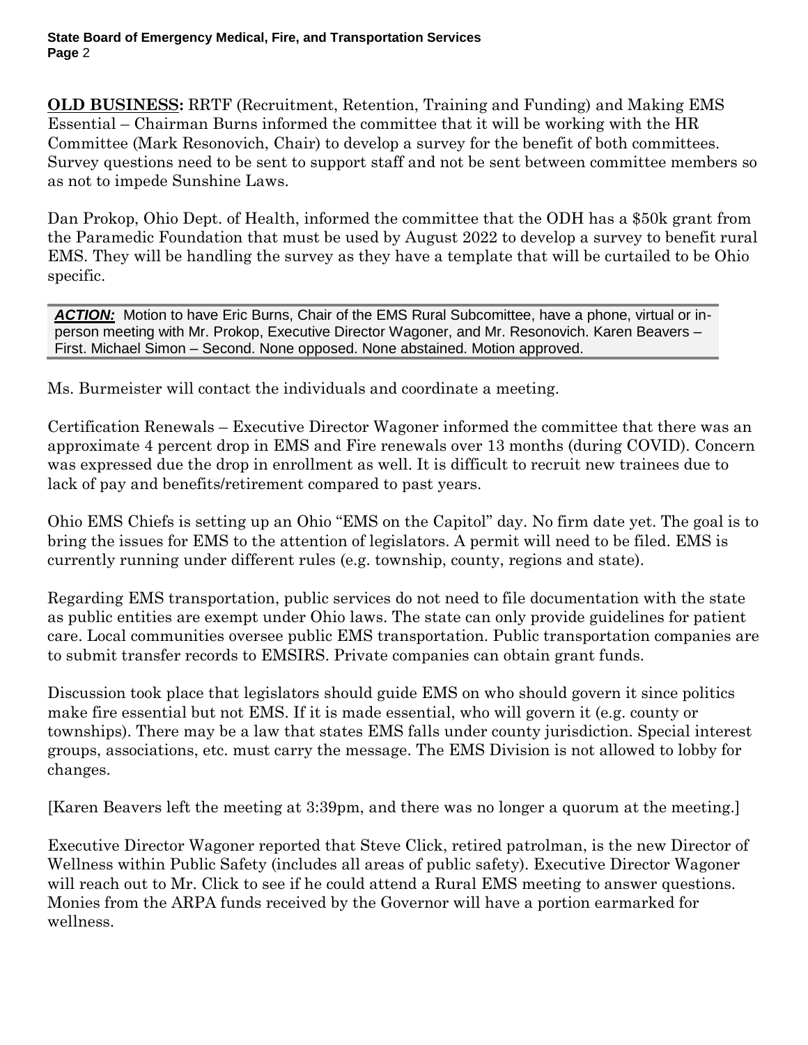**OLD BUSINESS:** RRTF (Recruitment, Retention, Training and Funding) and Making EMS Essential – Chairman Burns informed the committee that it will be working with the HR Committee (Mark Resonovich, Chair) to develop a survey for the benefit of both committees. Survey questions need to be sent to support staff and not be sent between committee members so as not to impede Sunshine Laws.

Dan Prokop, Ohio Dept. of Health, informed the committee that the ODH has a $50k grant from the Paramedic Foundation that must be used by August 2022 to develop a survey to benefit rural EMS. They will be handling the survey as they have a template that will be curtailed to be Ohio specific.

> ***ACTION:*** Motion to have Eric Burns, Chair of the EMS Rural Subcomittee, have a phone, virtual or in-person meeting with Mr. Prokop, Executive Director Wagoner, and Mr. Resonovich. Karen Beavers – First. Michael Simon – Second. None opposed. None abstained. Motion approved.

Ms. Burmeister will contact the individuals and coordinate a meeting.

Certification Renewals – Executive Director Wagoner informed the committee that there was an approximate 4 percent drop in EMS and Fire renewals over 13 months (during COVID). Concern was expressed due the drop in enrollment as well. It is difficult to recruit new trainees due to lack of pay and benefits/retirement compared to past years.

Ohio EMS Chiefs is setting up an Ohio "EMS on the Capitol" day. No firm date yet. The goal is to bring the issues for EMS to the attention of legislators. A permit will need to be filed. EMS is currently running under different rules (e.g. township, county, regions and state).

Regarding EMS transportation, public services do not need to file documentation with the state as public entities are exempt under Ohio laws. The state can only provide guidelines for patient care. Local communities oversee public EMS transportation. Public transportation companies are to submit transfer records to EMSIRS. Private companies can obtain grant funds.

Discussion took place that legislators should guide EMS on who should govern it since politics make fire essential but not EMS. If it is made essential, who will govern it (e.g. county or townships). There may be a law that states EMS falls under county jurisdiction. Special interest groups, associations, etc. must carry the message. The EMS Division is not allowed to lobby for changes.

[Karen Beavers left the meeting at 3:39pm, and there was no longer a quorum at the meeting.]

Executive Director Wagoner reported that Steve Click, retired patrolman, is the new Director of Wellness within Public Safety (includes all areas of public safety). Executive Director Wagoner will reach out to Mr. Click to see if he could attend a Rural EMS meeting to answer questions. Monies from the ARPA funds received by the Governor will have a portion earmarked for wellness.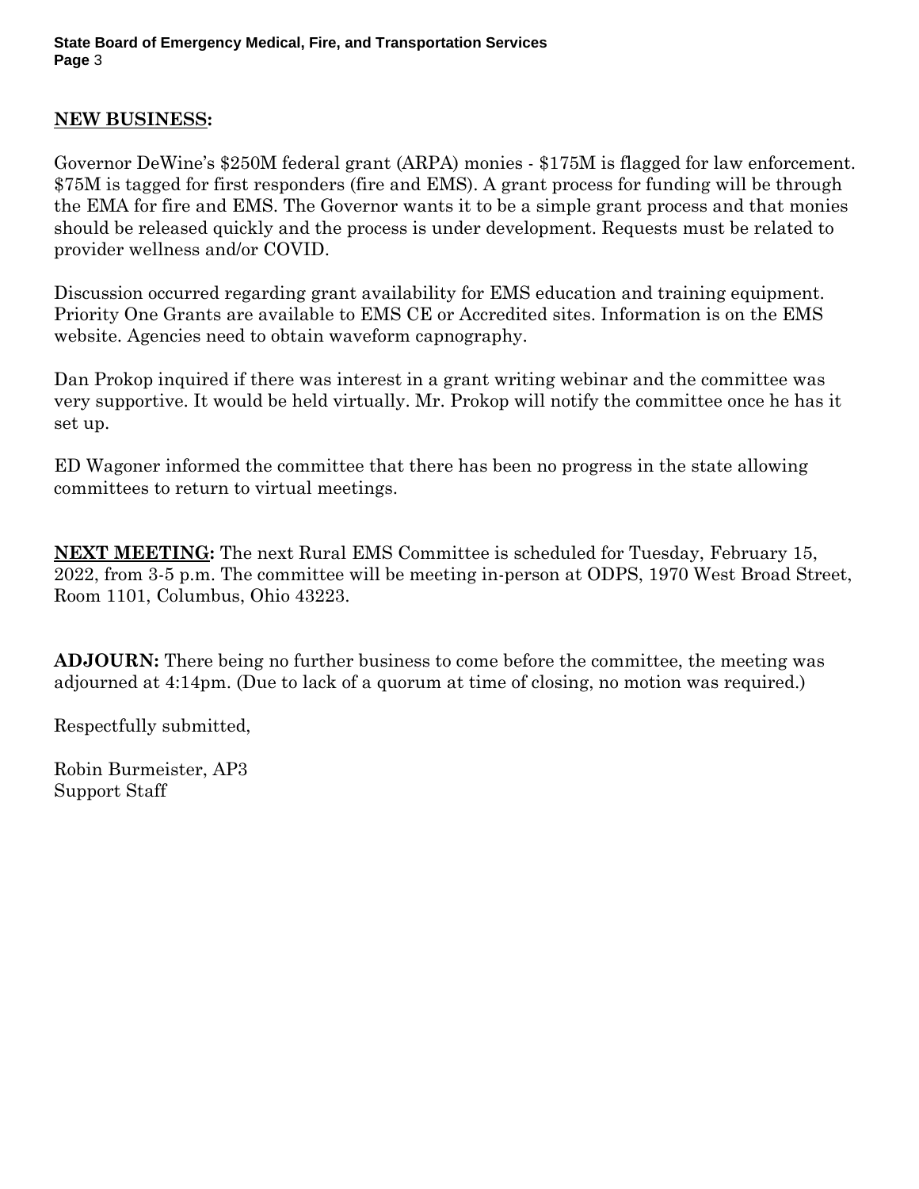**NEW BUSINESS:**

Governor DeWine's $250M federal grant (ARPA) monies - $175M is flagged for law enforcement. $75M is tagged for first responders (fire and EMS). A grant process for funding will be through the EMA for fire and EMS. The Governor wants it to be a simple grant process and that monies should be released quickly and the process is under development. Requests must be related to provider wellness and/or COVID.

Discussion occurred regarding grant availability for EMS education and training equipment. Priority One Grants are available to EMS CE or Accredited sites. Information is on the EMS website. Agencies need to obtain waveform capnography.

Dan Prokop inquired if there was interest in a grant writing webinar and the committee was very supportive. It would be held virtually. Mr. Prokop will notify the committee once he has it set up.

ED Wagoner informed the committee that there has been no progress in the state allowing committees to return to virtual meetings.

**NEXT MEETING:** The next Rural EMS Committee is scheduled for Tuesday, February 15, 2022, from 3-5 p.m. The committee will be meeting in-person at ODPS, 1970 West Broad Street, Room 1101, Columbus, Ohio 43223.

**ADJOURN:** There being no further business to come before the committee, the meeting was adjourned at 4:14pm. (Due to lack of a quorum at time of closing, no motion was required.)

Respectfully submitted,

Robin Burmeister, AP3
Support Staff